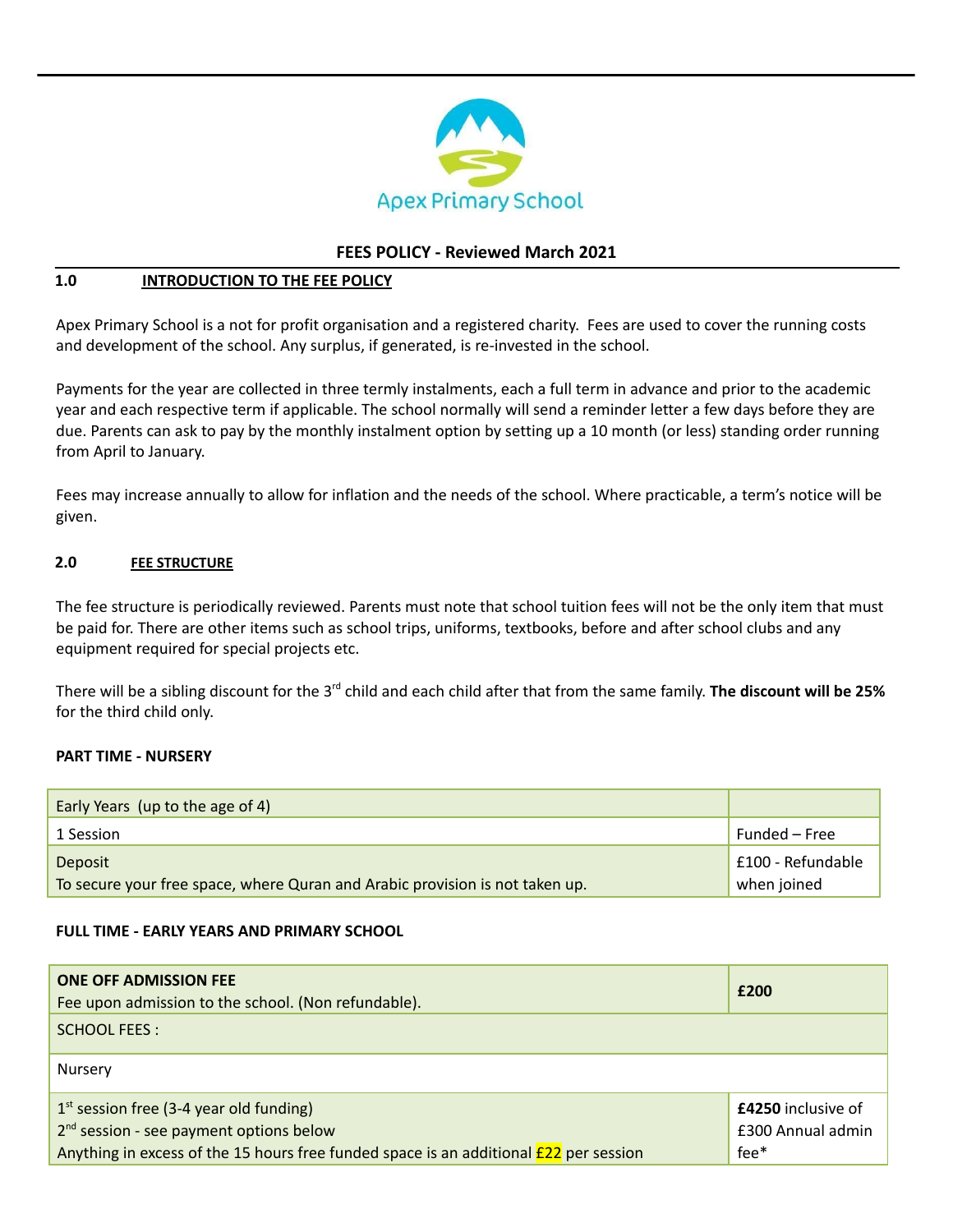Apex Primary School

# FEES POLICY - Reviewed March 2021

## 1.0 INTRODUCTION TO THE FEE POLICY

Apex Primary School is a not for profit organisation and a registered charity. Fees are used to cover the running costs and development of the school. Any surplus, if generated, is re-invested in the school.

Payments for the year are collected in three termly instalments, each a full term in advance and prior to the academic year and each respective term if applicable. The school normally will send a reminder letter a few days before they are due. Parents can ask to pay by the monthly instalment option by setting up a 10 month (or less) standing order running from April to January.

Fees may increase annually to allow for inflation and the needs of the school. Where practicable, a term's notice will be given.

## 2.0 FEE STRUCTURE

The fee structure is periodically reviewed. Parents must note that school tuition fees will not be the only item that must be paid for. There are other items such as school trips, uniforms, textbooks, before and after school clubs and any equipment required for special projects etc.

There will be a sibling discount for the 3rd child and each child after that from the same family. **The discount will be 25%** for the third child only.

**PART TIME - NURSERY**

| Early Years (up to the age of 4) | |
|---|---|
| 1 Session | Funded – Free |
| Deposit<br>To secure your free space, where Quran and Arabic provision is not taken up. | £100 - Refundable when joined |

**FULL TIME - EARLY YEARS AND PRIMARY SCHOOL**

| **ONE OFF ADMISSION FEE**<br>Fee upon admission to the school. (Non refundable). | **£200** |
|---|---|
| SCHOOL FEES : | |
| Nursery | |
| 1st session free (3-4 year old funding)<br>2nd session - see payment options below<br>Anything in excess of the 15 hours free funded space is an additional £22 per session | **£4250** inclusive of £300 Annual admin fee* |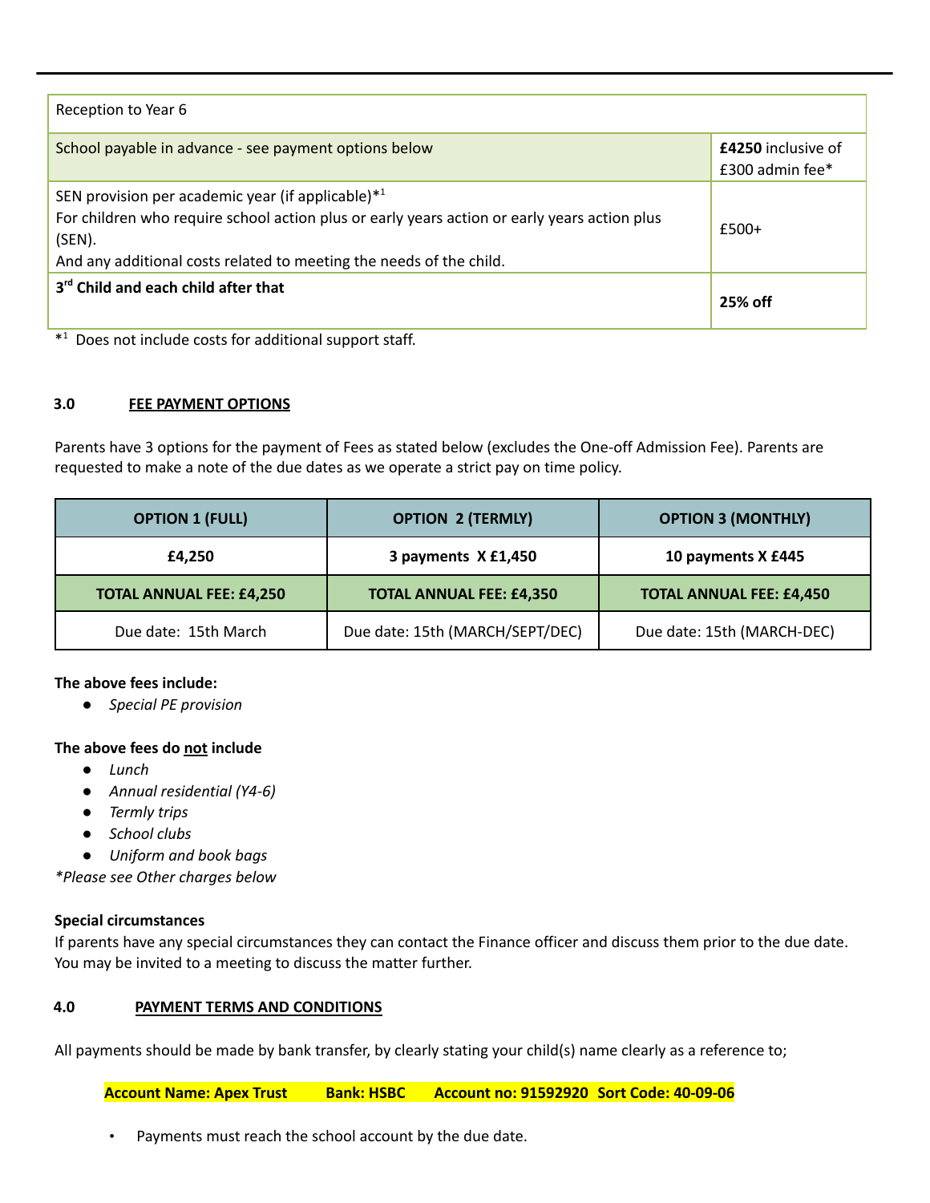| Reception to Year 6 | |
|---|---|
| School payable in advance - see payment options below | **£4250** inclusive of £300 admin fee* |
| SEN provision per academic year (if applicable)*[1]<br>For children who require school action plus or early years action or early years action plus (SEN).<br>And any additional costs related to meeting the needs of the child. | £500+ |
| **3rd Child and each child after that** | **25% off** |

*[1] Does not include costs for additional support staff.

## 3.0 FEE PAYMENT OPTIONS

Parents have 3 options for the payment of Fees as stated below (excludes the One-off Admission Fee). Parents are requested to make a note of the due dates as we operate a strict pay on time policy.

| OPTION 1 (FULL) | OPTION 2 (TERMLY) | OPTION 3 (MONTHLY) |
|---|---|---|
| **£4,250** | **3 payments X £1,450** | **10 payments X £445** |
| **TOTAL ANNUAL FEE: £4,250** | **TOTAL ANNUAL FEE: £4,350** | **TOTAL ANNUAL FEE: £4,450** |
| Due date: 15th March | Due date: 15th (MARCH/SEPT/DEC) | Due date: 15th (MARCH-DEC) |

**The above fees include:**

- *Special PE provision*

**The above fees do not include**

- *Lunch*
- *Annual residential (Y4-6)*
- *Termly trips*
- *School clubs*
- *Uniform and book bags*

*Please see Other charges below*

**Special circumstances**

If parents have any special circumstances they can contact the Finance officer and discuss them prior to the due date. You may be invited to a meeting to discuss the matter further.

## 4.0 PAYMENT TERMS AND CONDITIONS

All payments should be made by bank transfer, by clearly stating your child(s) name clearly as a reference to;

**Account Name: Apex Trust Bank: HSBC Account no: 91592920 Sort Code: 40-09-06**

- Payments must reach the school account by the due date.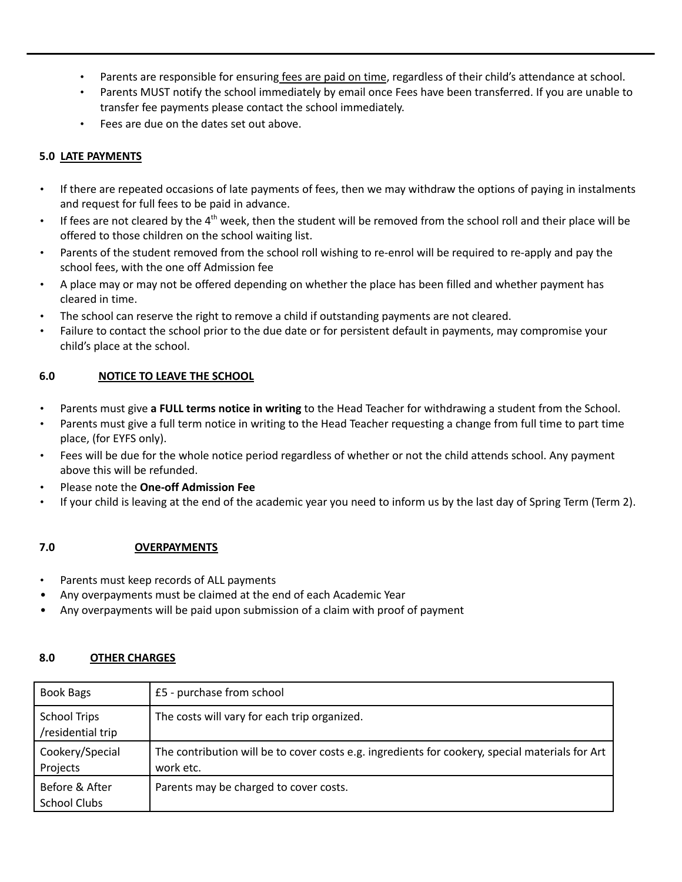- Parents are responsible for ensuring fees are paid on time, regardless of their child's attendance at school.
- Parents MUST notify the school immediately by email once Fees have been transferred. If you are unable to transfer fee payments please contact the school immediately.
- Fees are due on the dates set out above.

### 5.0 LATE PAYMENTS

- If there are repeated occasions of late payments of fees, then we may withdraw the options of paying in instalments and request for full fees to be paid in advance.
- If fees are not cleared by the 4th week, then the student will be removed from the school roll and their place will be offered to those children on the school waiting list.
- Parents of the student removed from the school roll wishing to re-enrol will be required to re-apply and pay the school fees, with the one off Admission fee
- A place may or may not be offered depending on whether the place has been filled and whether payment has cleared in time.
- The school can reserve the right to remove a child if outstanding payments are not cleared.
- Failure to contact the school prior to the due date or for persistent default in payments, may compromise your child's place at the school.

### 6.0 NOTICE TO LEAVE THE SCHOOL

- Parents must give **a FULL terms notice in writing** to the Head Teacher for withdrawing a student from the School.
- Parents must give a full term notice in writing to the Head Teacher requesting a change from full time to part time place, (for EYFS only).
- Fees will be due for the whole notice period regardless of whether or not the child attends school. Any payment above this will be refunded.
- Please note the **One-off Admission Fee**
- If your child is leaving at the end of the academic year you need to inform us by the last day of Spring Term (Term 2).

### 7.0 OVERPAYMENTS

- Parents must keep records of ALL payments
- Any overpayments must be claimed at the end of each Academic Year
- Any overpayments will be paid upon submission of a claim with proof of payment

### 8.0 OTHER CHARGES

| Book Bags | £5 - purchase from school |
|---|---|
| School Trips /residential trip | The costs will vary for each trip organized. |
| Cookery/Special Projects | The contribution will be to cover costs e.g. ingredients for cookery, special materials for Art work etc. |
| Before & After School Clubs | Parents may be charged to cover costs. |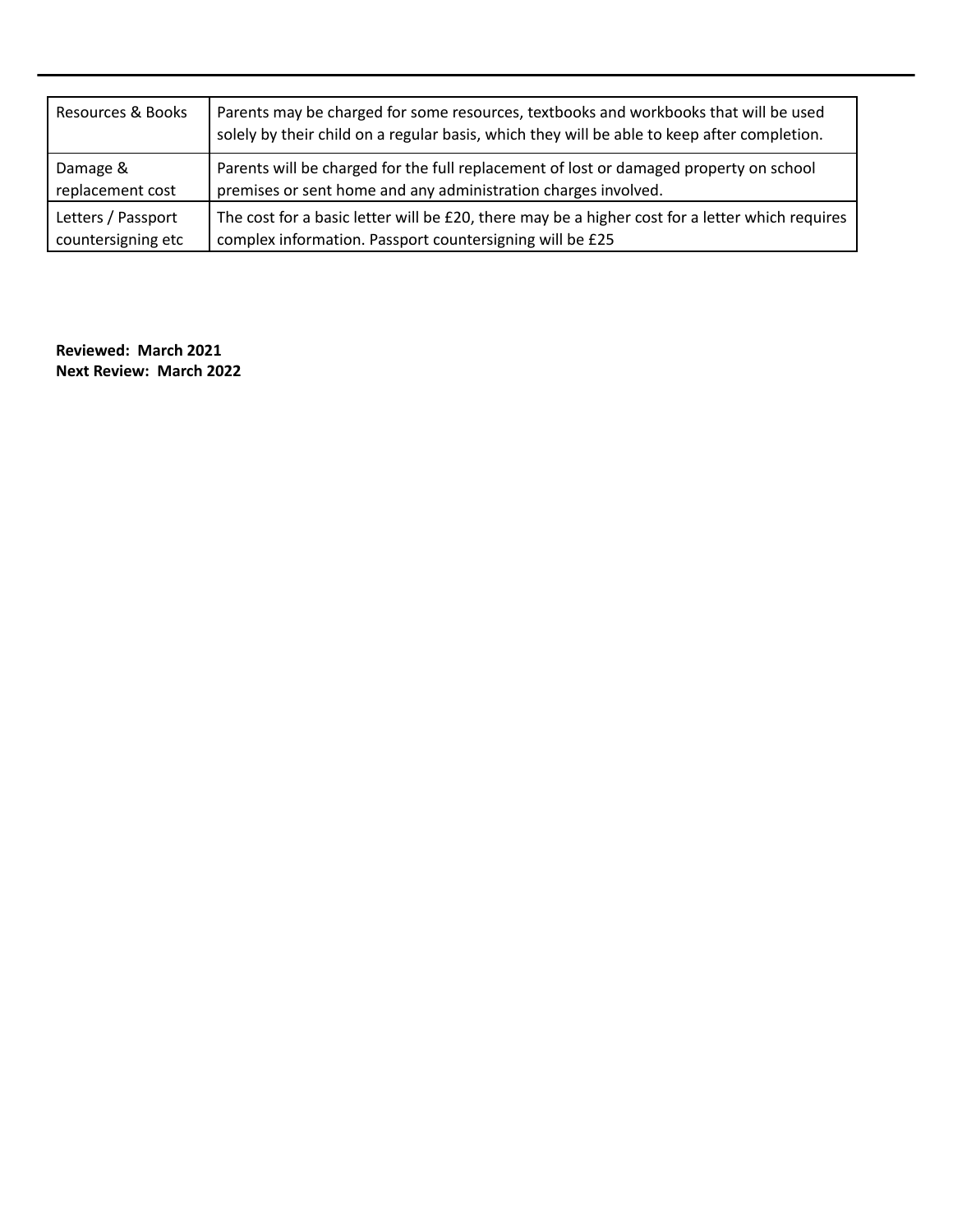| | |
|---|---|
| Resources & Books | Parents may be charged for some resources, textbooks and workbooks that will be used solely by their child on a regular basis, which they will be able to keep after completion. |
| Damage & replacement cost | Parents will be charged for the full replacement of lost or damaged property on school premises or sent home and any administration charges involved. |
| Letters / Passport countersigning etc | The cost for a basic letter will be £20, there may be a higher cost for a letter which requires complex information. Passport countersigning will be £25 |

**Reviewed: March 2021**
**Next Review: March 2022**